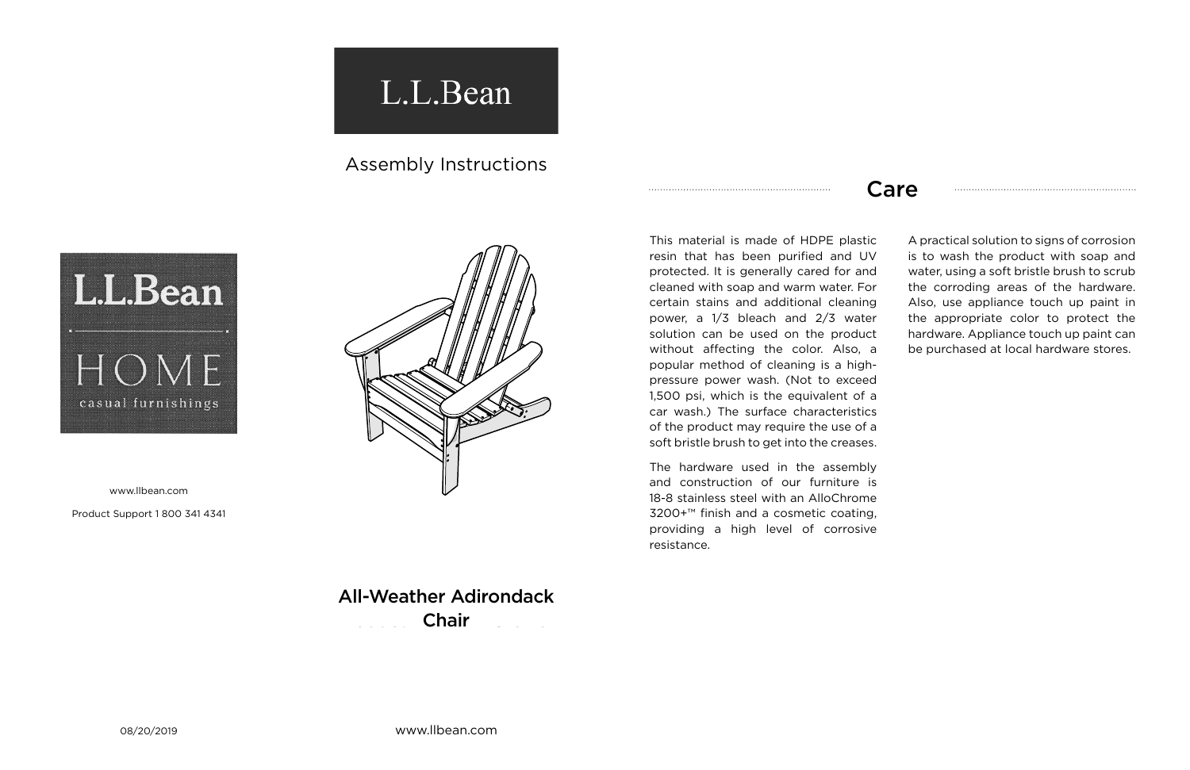L.L.Bean

Assembly Instructions

L.L.Bean

HOME

casual furnishings

www.llbean.com

Product Support 1 800 341 4341

# All-Weather Adirondack Chair

08/20/2019

www.llbean.com

## Care

This material is made of HDPE plastic resin that has been purified and UV protected. It is generally cared for and cleaned with soap and warm water. For certain stains and additional cleaning power, a 1/3 bleach and 2/3 water solution can be used on the product without affecting the color. Also, a popular method of cleaning is a high-pressure power wash. (Not to exceed 1,500 psi, which is the equivalent of a car wash.) The surface characteristics of the product may require the use of a soft bristle brush to get into the creases.

The hardware used in the assembly and construction of our furniture is 18-8 stainless steel with an AlloChrome 3200+™ finish and a cosmetic coating, providing a high level of corrosive resistance.

A practical solution to signs of corrosion is to wash the product with soap and water, using a soft bristle brush to scrub the corroding areas of the hardware. Also, use appliance touch up paint in the appropriate color to protect the hardware. Appliance touch up paint can be purchased at local hardware stores.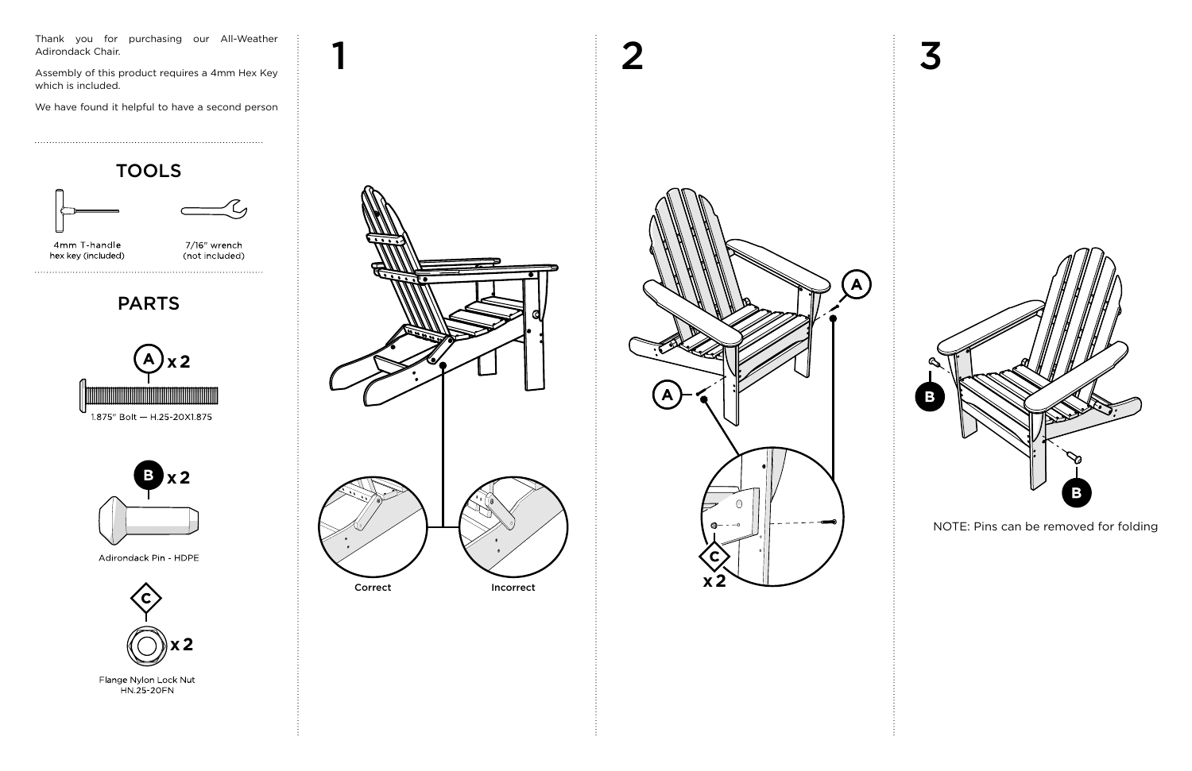Thank you for purchasing our All-Weather Adirondack Chair.

Assembly of this product requires a 4mm Hex Key which is included.

We have found it helpful to have a second person

## TOOLS

4mm T-handle hex key (included)

7/16" wrench (not included)

## PARTS

A x 2

1.875" Bolt — H.25-20X1.875

B x 2

Adirondack Pin - HDPE

C x 2

Flange Nylon Lock Nut HN.25-20FN

## 1

Correct

Incorrect

## 2

A

A

C

x 2

## 3

B

B

NOTE: Pins can be removed for folding